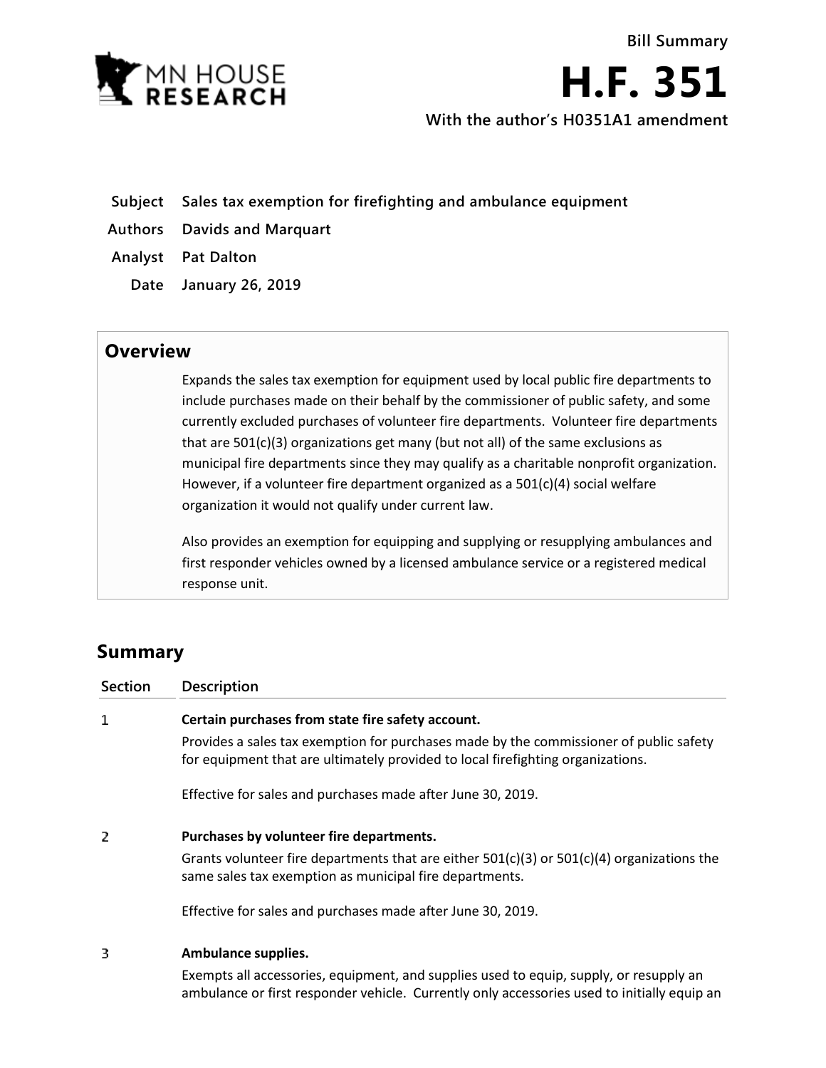Bill Summary

# H.F. 351

**With the author's H0351A1 amendment**

| | |
|---|---|
| **Subject** | **Sales tax exemption for firefighting and ambulance equipment** |
| **Authors** | **Davids and Marquart** |
| **Analyst** | **Pat Dalton** |
| **Date** | **January 26, 2019** |

## Overview

Expands the sales tax exemption for equipment used by local public fire departments to include purchases made on their behalf by the commissioner of public safety, and some currently excluded purchases of volunteer fire departments. Volunteer fire departments that are 501(c)(3) organizations get many (but not all) of the same exclusions as municipal fire departments since they may qualify as a charitable nonprofit organization. However, if a volunteer fire department organized as a 501(c)(4) social welfare organization it would not qualify under current law.

Also provides an exemption for equipping and supplying or resupplying ambulances and first responder vehicles owned by a licensed ambulance service or a registered medical response unit.

## Summary

| Section | Description |
|---|---|
| 1 | **Certain purchases from state fire safety account.**<br>Provides a sales tax exemption for purchases made by the commissioner of public safety for equipment that are ultimately provided to local firefighting organizations.<br><br>Effective for sales and purchases made after June 30, 2019. |
| 2 | **Purchases by volunteer fire departments.**<br>Grants volunteer fire departments that are either 501(c)(3) or 501(c)(4) organizations the same sales tax exemption as municipal fire departments.<br><br>Effective for sales and purchases made after June 30, 2019. |
| 3 | **Ambulance supplies.**<br>Exempts all accessories, equipment, and supplies used to equip, supply, or resupply an ambulance or first responder vehicle. Currently only accessories used to initially equip an |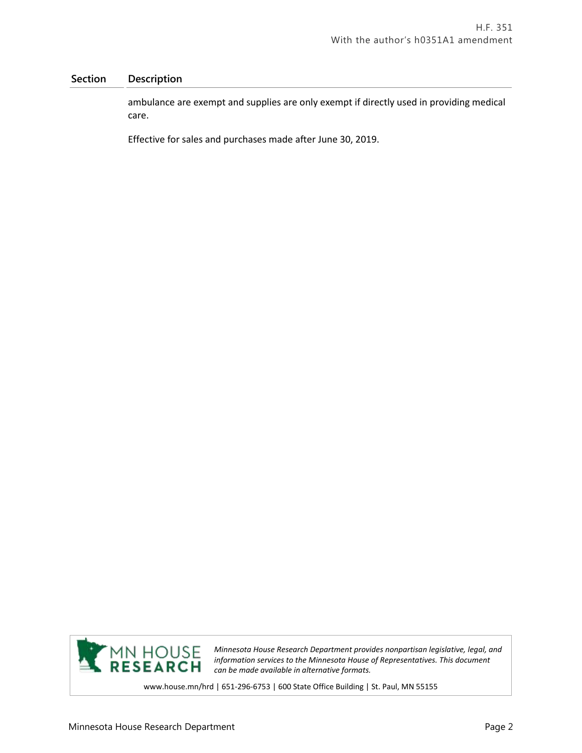| Section | Description |
| --- | --- |
| | ambulance are exempt and supplies are only exempt if directly used in providing medical care. |
| | Effective for sales and purchases made after June 30, 2019. |

*Minnesota House Research Department provides nonpartisan legislative, legal, and information services to the Minnesota House of Representatives. This document can be made available in alternative formats.*

www.house.mn/hrd | 651-296-6753 | 600 State Office Building | St. Paul, MN 55155